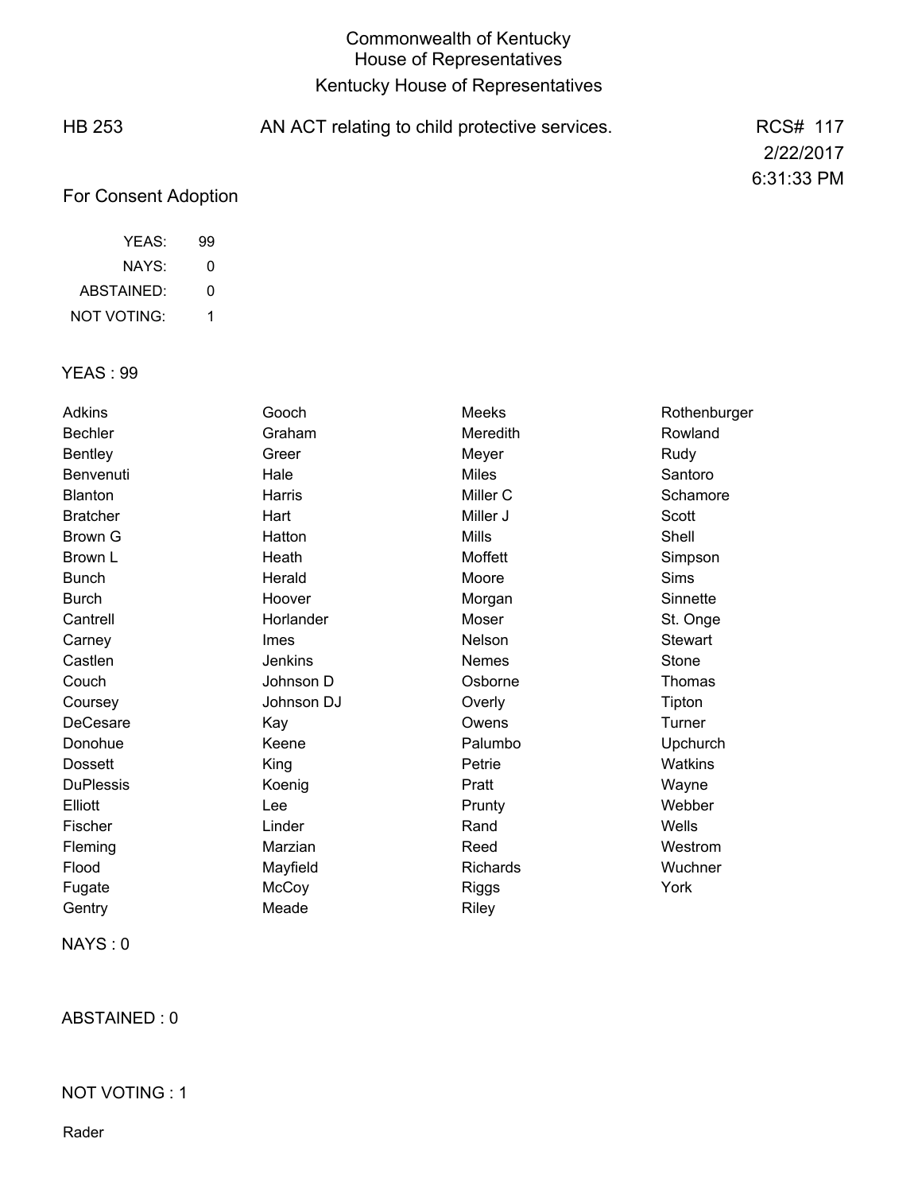# Commonwealth of Kentucky
## House of Representatives
## Kentucky House of Representatives

HB 253 AN ACT relating to child protective services. RCS# 117

2/22/2017

6:31:33 PM

For Consent Adoption

| | |
|---|---|
| YEAS: | 99 |
| NAYS: | 0 |
| ABSTAINED: | 0 |
| NOT VOTING: | 1 |

YEAS : 99

| | | | |
|---|---|---|---|
| Adkins | Gooch | Meeks | Rothenburger |
| Bechler | Graham | Meredith | Rowland |
| Bentley | Greer | Meyer | Rudy |
| Benvenuti | Hale | Miles | Santoro |
| Blanton | Harris | Miller C | Schamore |
| Bratcher | Hart | Miller J | Scott |
| Brown G | Hatton | Mills | Shell |
| Brown L | Heath | Moffett | Simpson |
| Bunch | Herald | Moore | Sims |
| Burch | Hoover | Morgan | Sinnette |
| Cantrell | Horlander | Moser | St. Onge |
| Carney | Imes | Nelson | Stewart |
| Castlen | Jenkins | Nemes | Stone |
| Couch | Johnson D | Osborne | Thomas |
| Coursey | Johnson DJ | Overly | Tipton |
| DeCesare | Kay | Owens | Turner |
| Donohue | Keene | Palumbo | Upchurch |
| Dossett | King | Petrie | Watkins |
| DuPlessis | Koenig | Pratt | Wayne |
| Elliott | Lee | Prunty | Webber |
| Fischer | Linder | Rand | Wells |
| Fleming | Marzian | Reed | Westrom |
| Flood | Mayfield | Richards | Wuchner |
| Fugate | McCoy | Riggs | York |
| Gentry | Meade | Riley | |

NAYS : 0

ABSTAINED : 0

NOT VOTING : 1

Rader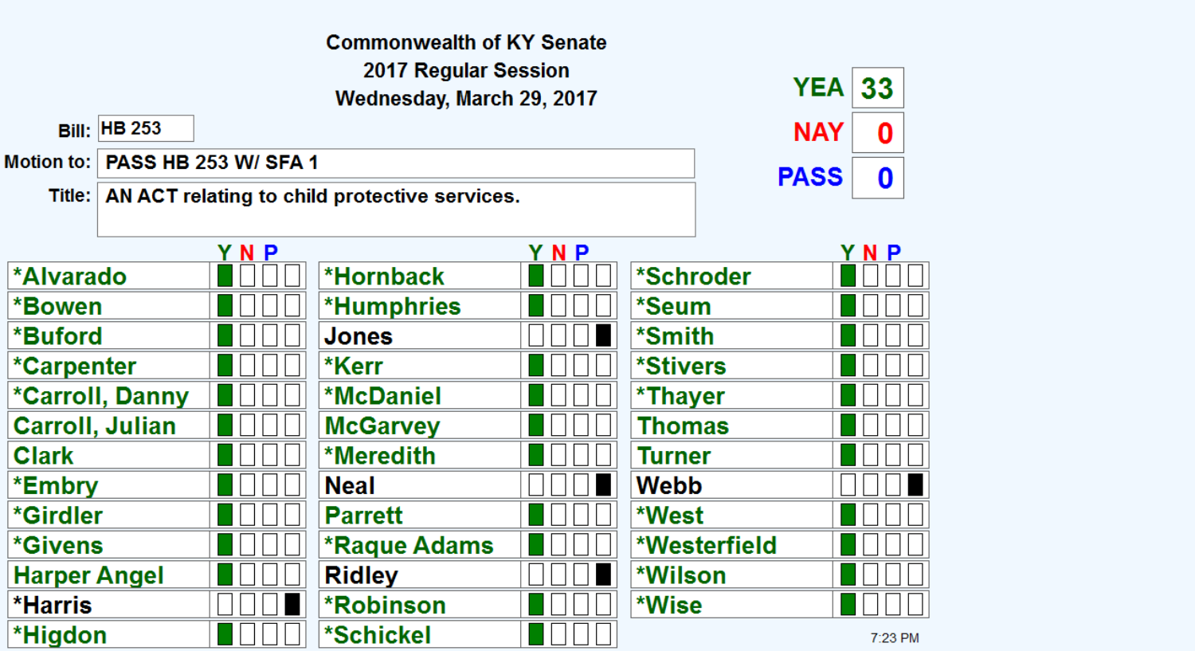**Commonwealth of KY Senate**
**2017 Regular Session**
**Wednesday, March 29, 2017**

**Bill:** HB 253

**Motion to:** PASS HB 253 W/ SFA 1

**Title:** AN ACT relating to child protective services.

| | |
|---|---|
| YEA | 33 |
| NAY | 0 |
| PASS | 0 |

| Member | Y | N | P | |
|---|---|---|---|---|
| *Alvarado | ■ | | | |
| *Bowen | ■ | | | |
| *Buford | ■ | | | |
| *Carpenter | ■ | | | |
| *Carroll, Danny | ■ | | | |
| Carroll, Julian | ■ | | | |
| Clark | ■ | | | |
| *Embry | ■ | | | |
| *Girdler | ■ | | | |
| *Givens | ■ | | | |
| Harper Angel | ■ | | | |
| *Harris | | | | ■ |
| *Higdon | ■ | | | |
| *Hornback | ■ | | | |
| *Humphries | ■ | | | |
| Jones | | | | ■ |
| *Kerr | ■ | | | |
| *McDaniel | ■ | | | |
| McGarvey | ■ | | | |
| *Meredith | ■ | | | |
| Neal | | | | ■ |
| Parrett | ■ | | | |
| *Raque Adams | ■ | | | |
| Ridley | | | | ■ |
| *Robinson | ■ | | | |
| *Schickel | ■ | | | |
| *Schroder | ■ | | | |
| *Seum | ■ | | | |
| *Smith | ■ | | | |
| *Stivers | ■ | | | |
| *Thayer | ■ | | | |
| Thomas | ■ | | | |
| Turner | ■ | | | |
| Webb | | | | ■ |
| *West | ■ | | | |
| *Westerfield | ■ | | | |
| *Wilson | ■ | | | |
| *Wise | ■ | | | |

7:23 PM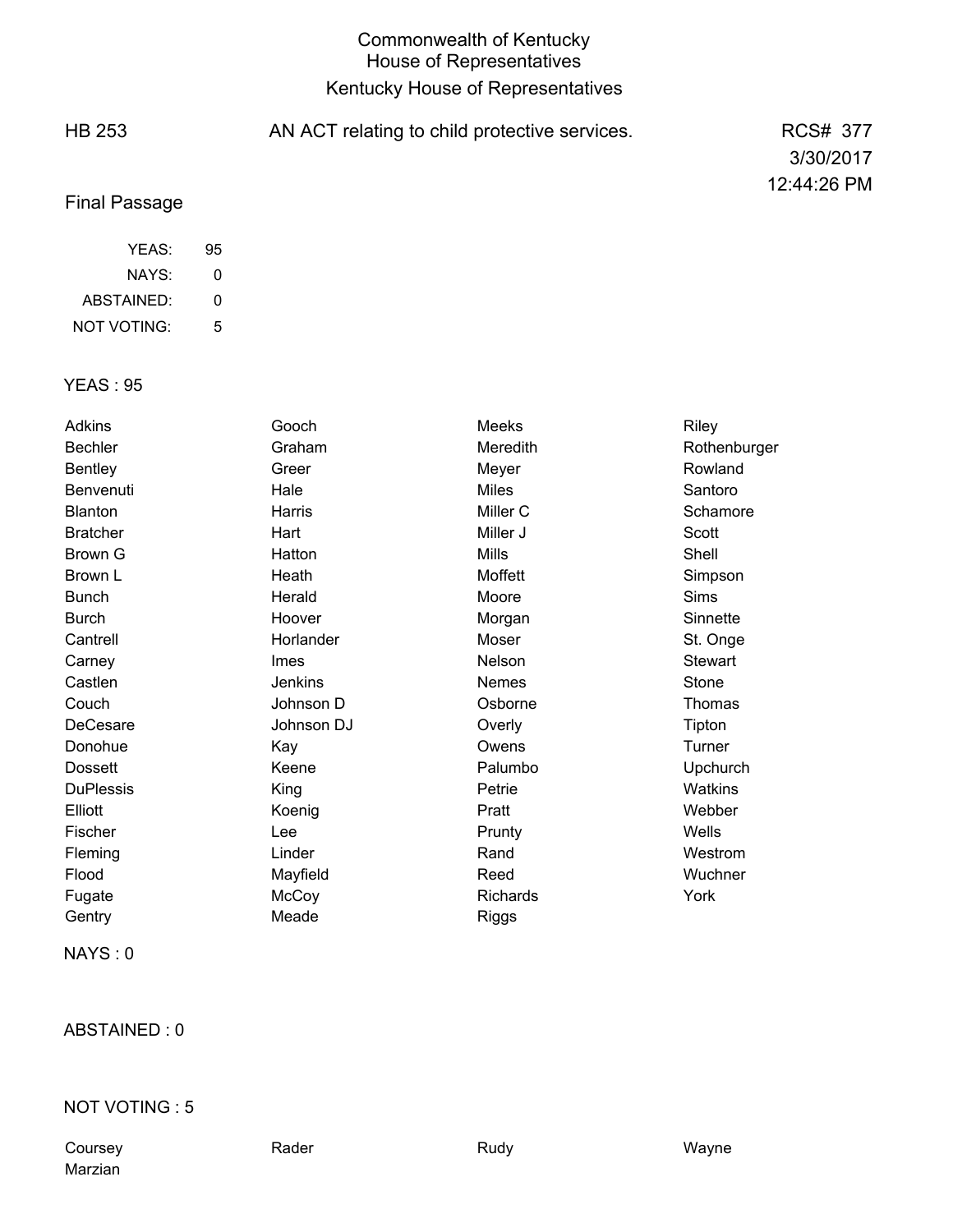Commonwealth of Kentucky
House of Representatives
Kentucky House of Representatives

HB 253 AN ACT relating to child protective services. RCS# 377
3/30/2017
12:44:26 PM

Final Passage

| | |
|---|---|
| YEAS: | 95 |
| NAYS: | 0 |
| ABSTAINED: | 0 |
| NOT VOTING: | 5 |

YEAS : 95

| | | | |
|---|---|---|---|
| Adkins | Gooch | Meeks | Riley |
| Bechler | Graham | Meredith | Rothenburger |
| Bentley | Greer | Meyer | Rowland |
| Benvenuti | Hale | Miles | Santoro |
| Blanton | Harris | Miller C | Schamore |
| Bratcher | Hart | Miller J | Scott |
| Brown G | Hatton | Mills | Shell |
| Brown L | Heath | Moffett | Simpson |
| Bunch | Herald | Moore | Sims |
| Burch | Hoover | Morgan | Sinnette |
| Cantrell | Horlander | Moser | St. Onge |
| Carney | Imes | Nelson | Stewart |
| Castlen | Jenkins | Nemes | Stone |
| Couch | Johnson D | Osborne | Thomas |
| DeCesare | Johnson DJ | Overly | Tipton |
| Donohue | Kay | Owens | Turner |
| Dossett | Keene | Palumbo | Upchurch |
| DuPlessis | King | Petrie | Watkins |
| Elliott | Koenig | Pratt | Webber |
| Fischer | Lee | Prunty | Wells |
| Fleming | Linder | Rand | Westrom |
| Flood | Mayfield | Reed | Wuchner |
| Fugate | McCoy | Richards | York |
| Gentry | Meade | Riggs | |

NAYS : 0

ABSTAINED : 0

NOT VOTING : 5

| | | | |
|---|---|---|---|
| Coursey | Rader | Rudy | Wayne |
| Marzian | | | |